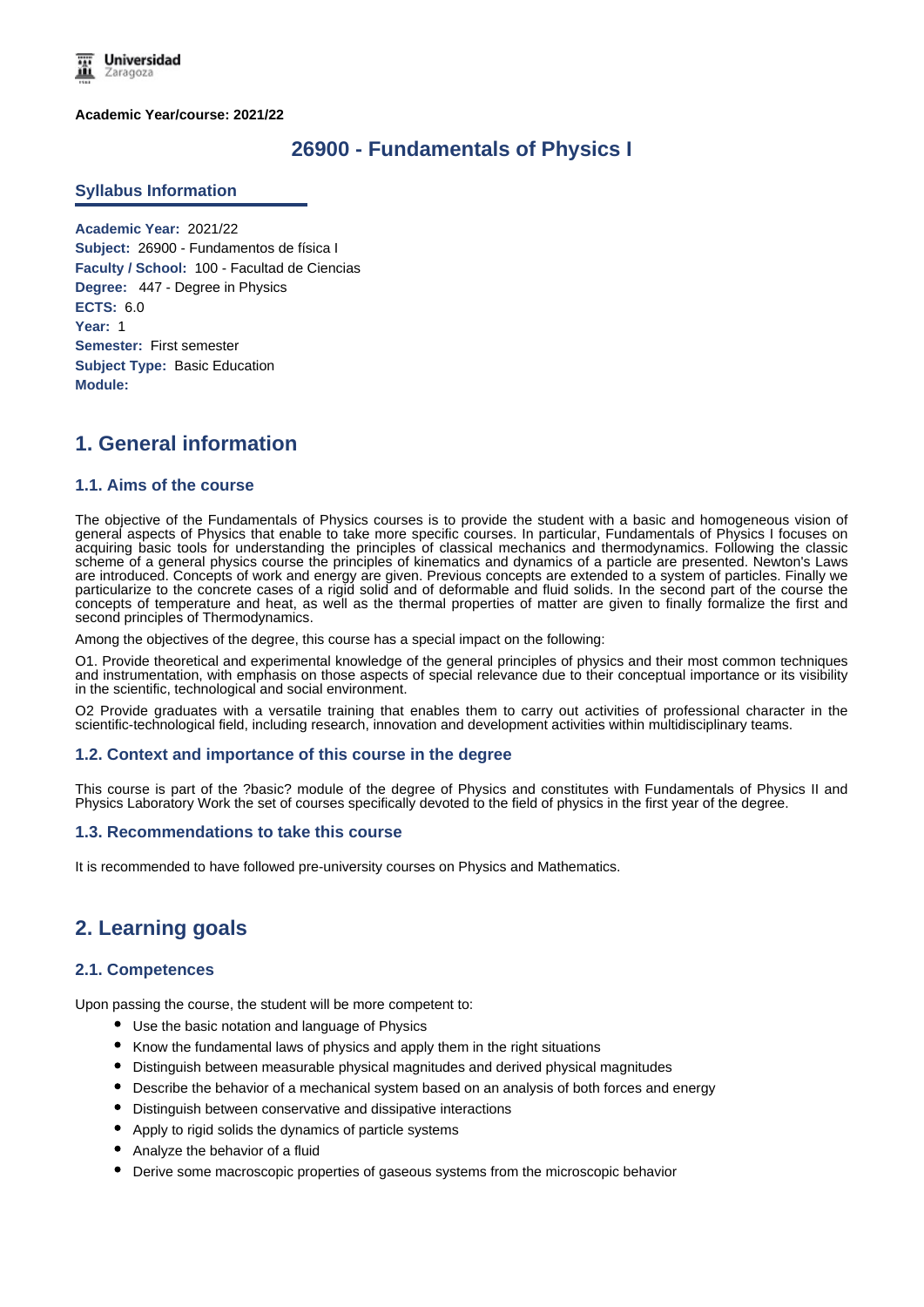**Academic Year/course: 2021/22**

# 26900 - Fundamentals of Physics I

## Syllabus Information

**Academic Year:** 2021/22
**Subject:** 26900 - Fundamentos de física I
**Faculty / School:** 100 - Facultad de Ciencias
**Degree:** 447 - Degree in Physics
**ECTS:** 6.0
**Year:** 1
**Semester:** First semester
**Subject Type:** Basic Education
**Module:**

## 1. General information

### 1.1. Aims of the course

The objective of the Fundamentals of Physics courses is to provide the student with a basic and homogeneous vision of general aspects of Physics that enable to take more specific courses. In particular, Fundamentals of Physics I focuses on acquiring basic tools for understanding the principles of classical mechanics and thermodynamics. Following the classic scheme of a general physics course the principles of kinematics and dynamics of a particle are presented. Newton's Laws are introduced. Concepts of work and energy are given. Previous concepts are extended to a system of particles. Finally we particularize to the concrete cases of a rigid solid and of deformable and fluid solids. In the second part of the course the concepts of temperature and heat, as well as the thermal properties of matter are given to finally formalize the first and second principles of Thermodynamics.

Among the objectives of the degree, this course has a special impact on the following:

O1. Provide theoretical and experimental knowledge of the general principles of physics and their most common techniques and instrumentation, with emphasis on those aspects of special relevance due to their conceptual importance or its visibility in the scientific, technological and social environment.

O2 Provide graduates with a versatile training that enables them to carry out activities of professional character in the scientific-technological field, including research, innovation and development activities within multidisciplinary teams.

### 1.2. Context and importance of this course in the degree

This course is part of the ?basic? module of the degree of Physics and constitutes with Fundamentals of Physics II and Physics Laboratory Work the set of courses specifically devoted to the field of physics in the first year of the degree.

### 1.3. Recommendations to take this course

It is recommended to have followed pre-university courses on Physics and Mathematics.

## 2. Learning goals

### 2.1. Competences

Upon passing the course, the student will be more competent to:

- Use the basic notation and language of Physics
- Know the fundamental laws of physics and apply them in the right situations
- Distinguish between measurable physical magnitudes and derived physical magnitudes
- Describe the behavior of a mechanical system based on an analysis of both forces and energy
- Distinguish between conservative and dissipative interactions
- Apply to rigid solids the dynamics of particle systems
- Analyze the behavior of a fluid
- Derive some macroscopic properties of gaseous systems from the microscopic behavior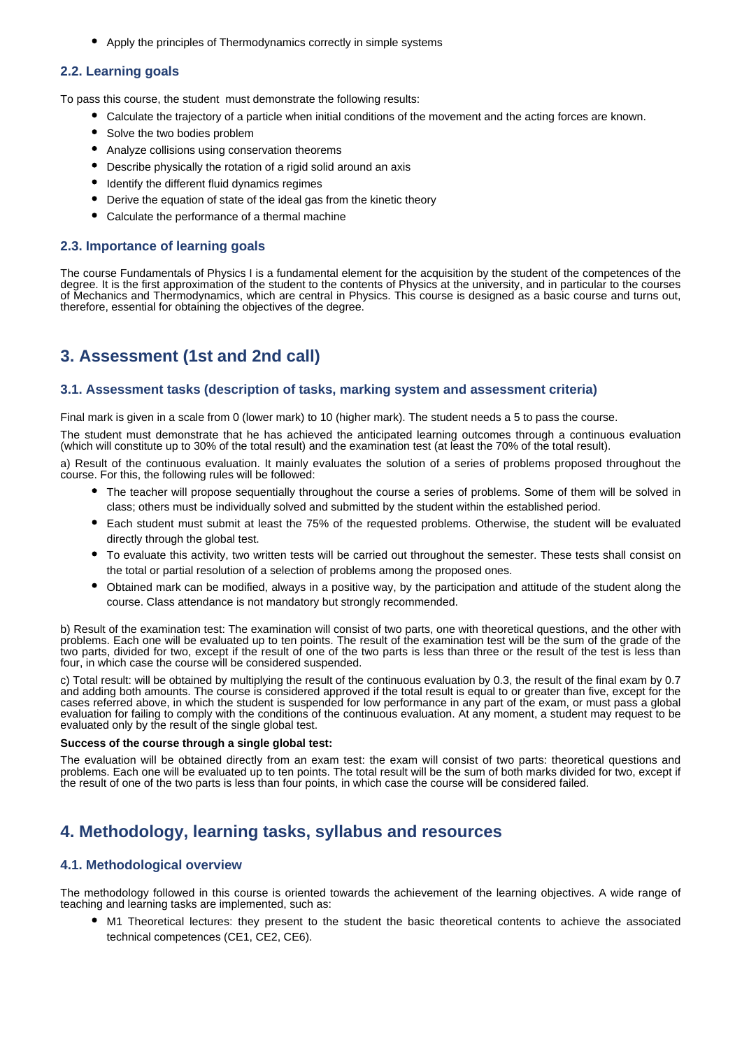- Apply the principles of Thermodynamics correctly in simple systems

### 2.2. Learning goals

To pass this course, the student must demonstrate the following results:

- Calculate the trajectory of a particle when initial conditions of the movement and the acting forces are known.
- Solve the two bodies problem
- Analyze collisions using conservation theorems
- Describe physically the rotation of a rigid solid around an axis
- Identify the different fluid dynamics regimes
- Derive the equation of state of the ideal gas from the kinetic theory
- Calculate the performance of a thermal machine

### 2.3. Importance of learning goals

The course Fundamentals of Physics I is a fundamental element for the acquisition by the student of the competences of the degree. It is the first approximation of the student to the contents of Physics at the university, and in particular to the courses of Mechanics and Thermodynamics, which are central in Physics. This course is designed as a basic course and turns out, therefore, essential for obtaining the objectives of the degree.

## 3. Assessment (1st and 2nd call)

### 3.1. Assessment tasks (description of tasks, marking system and assessment criteria)

Final mark is given in a scale from 0 (lower mark) to 10 (higher mark). The student needs a 5 to pass the course.

The student must demonstrate that he has achieved the anticipated learning outcomes through a continuous evaluation (which will constitute up to 30% of the total result) and the examination test (at least the 70% of the total result).

a) Result of the continuous evaluation. It mainly evaluates the solution of a series of problems proposed throughout the course. For this, the following rules will be followed:

- The teacher will propose sequentially throughout the course a series of problems. Some of them will be solved in class; others must be individually solved and submitted by the student within the established period.
- Each student must submit at least the 75% of the requested problems. Otherwise, the student will be evaluated directly through the global test.
- To evaluate this activity, two written tests will be carried out throughout the semester. These tests shall consist on the total or partial resolution of a selection of problems among the proposed ones.
- Obtained mark can be modified, always in a positive way, by the participation and attitude of the student along the course. Class attendance is not mandatory but strongly recommended.

b) Result of the examination test: The examination will consist of two parts, one with theoretical questions, and the other with problems. Each one will be evaluated up to ten points. The result of the examination test will be the sum of the grade of the two parts, divided for two, except if the result of one of the two parts is less than three or the result of the test is less than four, in which case the course will be considered suspended.

c) Total result: will be obtained by multiplying the result of the continuous evaluation by 0.3, the result of the final exam by 0.7 and adding both amounts. The course is considered approved if the total result is equal to or greater than five, except for the cases referred above, in which the student is suspended for low performance in any part of the exam, or must pass a global evaluation for failing to comply with the conditions of the continuous evaluation. At any moment, a student may request to be evaluated only by the result of the single global test.

**Success of the course through a single global test:**

The evaluation will be obtained directly from an exam test: the exam will consist of two parts: theoretical questions and problems. Each one will be evaluated up to ten points. The total result will be the sum of both marks divided for two, except if the result of one of the two parts is less than four points, in which case the course will be considered failed.

## 4. Methodology, learning tasks, syllabus and resources

### 4.1. Methodological overview

The methodology followed in this course is oriented towards the achievement of the learning objectives. A wide range of teaching and learning tasks are implemented, such as:

- M1 Theoretical lectures: they present to the student the basic theoretical contents to achieve the associated technical competences (CE1, CE2, CE6).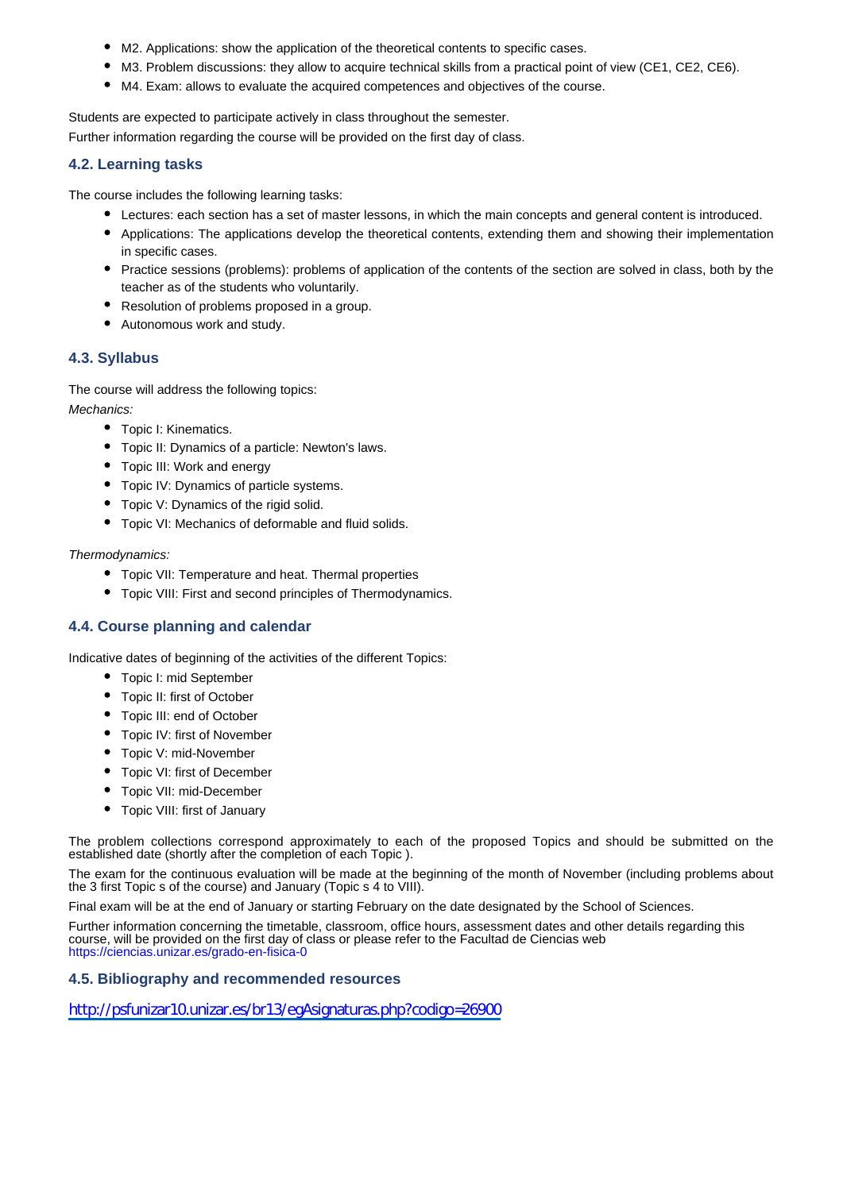- M2. Applications: show the application of the theoretical contents to specific cases.
- M3. Problem discussions: they allow to acquire technical skills from a practical point of view (CE1, CE2, CE6).
- M4. Exam: allows to evaluate the acquired competences and objectives of the course.

Students are expected to participate actively in class throughout the semester.

Further information regarding the course will be provided on the first day of class.

### 4.2. Learning tasks

The course includes the following learning tasks:

- Lectures: each section has a set of master lessons, in which the main concepts and general content is introduced.
- Applications: The applications develop the theoretical contents, extending them and showing their implementation in specific cases.
- Practice sessions (problems): problems of application of the contents of the section are solved in class, both by the teacher as of the students who voluntarily.
- Resolution of problems proposed in a group.
- Autonomous work and study.

### 4.3. Syllabus

The course will address the following topics:

*Mechanics:*

- Topic I: Kinematics.
- Topic II: Dynamics of a particle: Newton's laws.
- Topic III: Work and energy
- Topic IV: Dynamics of particle systems.
- Topic V: Dynamics of the rigid solid.
- Topic VI: Mechanics of deformable and fluid solids.

*Thermodynamics:*

- Topic VII: Temperature and heat. Thermal properties
- Topic VIII: First and second principles of Thermodynamics.

### 4.4. Course planning and calendar

Indicative dates of beginning of the activities of the different Topics:

- Topic I: mid September
- Topic II: first of October
- Topic III: end of October
- Topic IV: first of November
- Topic V: mid-November
- Topic VI: first of December
- Topic VII: mid-December
- Topic VIII: first of January

The problem collections correspond approximately to each of the proposed Topics and should be submitted on the established date (shortly after the completion of each Topic ).

The exam for the continuous evaluation will be made at the beginning of the month of November (including problems about the 3 first Topic s of the course) and January (Topic s 4 to VIII).

Final exam will be at the end of January or starting February on the date designated by the School of Sciences.

Further information concerning the timetable, classroom, office hours, assessment dates and other details regarding this course, will be provided on the first day of class or please refer to the Facultad de Ciencias web https://ciencias.unizar.es/grado-en-fisica-0

### 4.5. Bibliography and recommended resources

http://psfunizar10.unizar.es/br13/egAsignaturas.php?codigo=26900